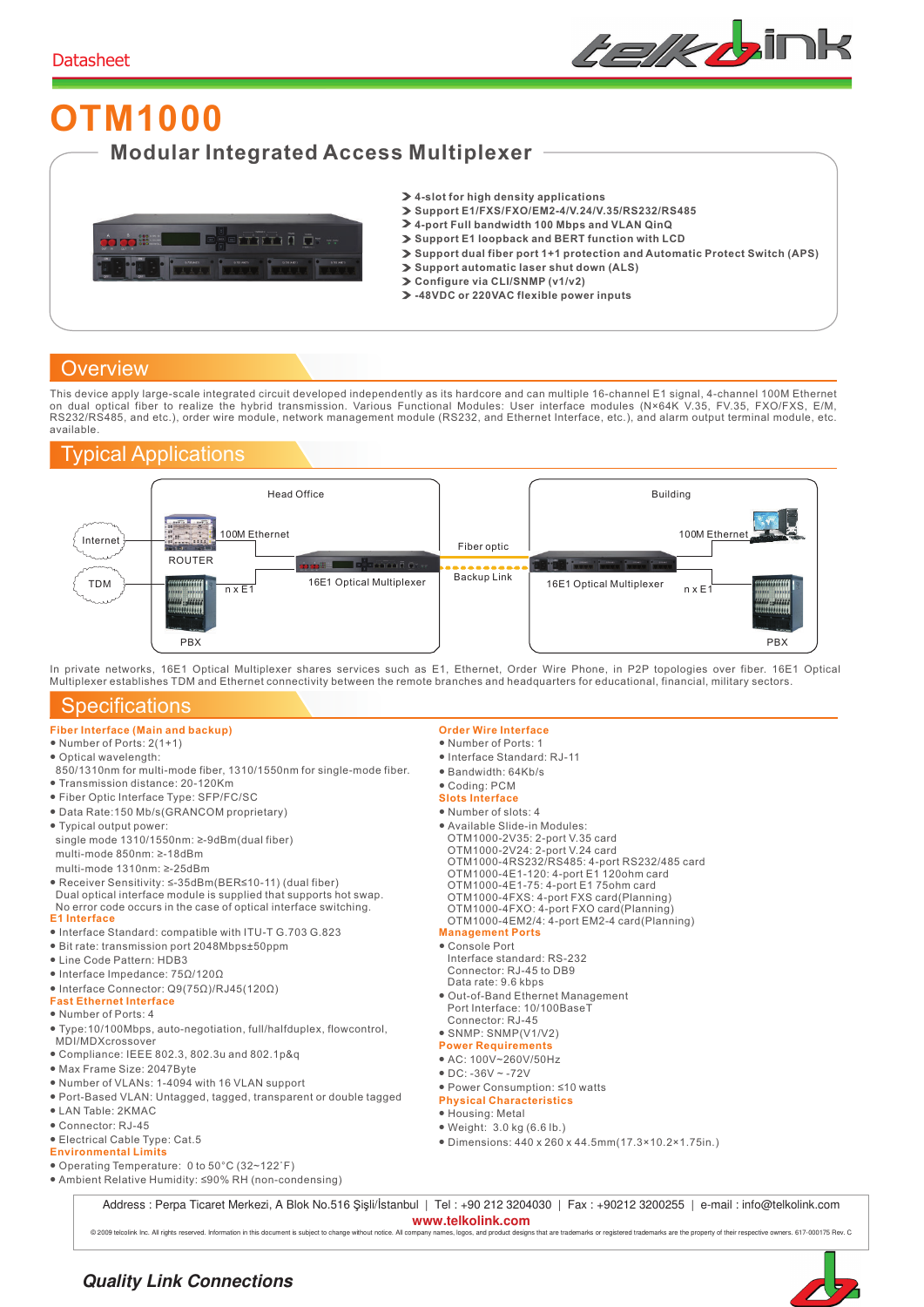Datasheet

# OTM1000

## Modular Integrated Access Multiplexer

- 4-slot for high density applications
- Support E1/FXS/FXO/EM2-4/V.24/V.35/RS232/RS485
- 4-port Full bandwidth 100 Mbps and VLAN QinQ
- Support E1 loopback and BERT function with LCD
- Support dual fiber port 1+1 protection and Automatic Protect Switch (APS)
- Support automatic laser shut down (ALS)
- Configure via CLI/SNMP (v1/v2)
- -48VDC or 220VAC flexible power inputs

## Overview

This device apply large-scale integrated circuit developed independently as its hardcore and can multiple 16-channel E1 signal, 4-channel 100M Ethernet on dual optical fiber to realize the hybrid transmission. Various Functional Modules: User interface modules (N×64K V.35, FV.35, FXO/FXS, E/M, RS232/RS485, and etc.), order wire module, network management module (RS232, and Ethernet Interface, etc.), and alarm output terminal module, etc. available.

## Typical Applications

Head Office — Internet, TDM, ROUTER, 100M Ethernet, n x E1, PBX, 16E1 Optical Multiplexer

Fiber optic / Backup Link

Building — 100M Ethernet, 16E1 Optical Multiplexer, n x E1, PBX

In private networks, 16E1 Optical Multiplexer shares services such as E1, Ethernet, Order Wire Phone, in P2P topologies over fiber. 16E1 Optical Multiplexer establishes TDM and Ethernet connectivity between the remote branches and headquarters for educational, financial, military sectors.

## Specifications

### Fiber Interface (Main and backup)

- Number of Ports: 2(1+1)
- Optical wavelength:
  850/1310nm for multi-mode fiber, 1310/1550nm for single-mode fiber.
- Transmission distance: 20-120Km
- Fiber Optic Interface Type: SFP/FC/SC
- Data Rate:150 Mb/s(GRANCOM proprietary)
- Typical output power:
  single mode 1310/1550nm: ≥-9dBm(dual fiber)
  multi-mode 850nm: ≥-18dBm
  multi-mode 1310nm: ≥-25dBm
- Receiver Sensitivity: ≤-35dBm(BER≤10-11) (dual fiber)
  Dual optical interface module is supplied that supports hot swap.
  No error code occurs in the case of optical interface switching.

### E1 Interface

- Interface Standard: compatible with ITU-T G.703 G.823
- Bit rate: transmission port 2048Mbps±50ppm
- Line Code Pattern: HDB3
- Interface Impedance: 75Ω/120Ω
- Interface Connector: Q9(75Ω)/RJ45(120Ω)

### Fast Ethernet Interface

- Number of Ports: 4
- Type:10/100Mbps, auto-negotiation, full/halfduplex, flowcontrol, MDI/MDXcrossover
- Compliance: IEEE 802.3, 802.3u and 802.1p&q
- Max Frame Size: 2047Byte
- Number of VLANs: 1-4094 with 16 VLAN support
- Port-Based VLAN: Untagged, tagged, transparent or double tagged
- LAN Table: 2KMAC
- Connector: RJ-45
- Electrical Cable Type: Cat.5

### Environmental Limits

- Operating Temperature: 0 to 50°C (32~122°F)
- Ambient Relative Humidity: ≤90% RH (non-condensing)

### Order Wire Interface

- Number of Ports: 1
- Interface Standard: RJ-11
- Bandwidth: 64Kb/s
- Coding: PCM

### Slots Interface

- Number of slots: 4
- Available Slide-in Modules:
  OTM1000-2V35: 2-port V.35 card
  OTM1000-2V24: 2-port V.24 card
  OTM1000-4RS232/RS485: 4-port RS232/485 card
  OTM1000-4E1-120: 4-port E1 120ohm card
  OTM1000-4E1-75: 4-port E1 75ohm card
  OTM1000-4FXS: 4-port FXS card(Planning)
  OTM1000-4FXO: 4-port FXO card(Planning)
  OTM1000-4EM2/4: 4-port EM2-4 card(Planning)

### Management Ports

- Console Port
  Interface standard: RS-232
  Connector: RJ-45 to DB9
  Data rate: 9.6 kbps
- Out-of-Band Ethernet Management
  Port Interface: 10/100BaseT
  Connector: RJ-45
- SNMP: SNMP(V1/V2)

### Power Requirements

- AC: 100V~260V/50Hz
- DC: -36V ~ -72V
- Power Consumption: ≤10 watts

### Physical Characteristics

- Housing: Metal
- Weight: 3.0 kg (6.6 lb.)
- Dimensions: 440 x 260 x 44.5mm(17.3×10.2×1.75in.)

Address : Perpa Ticaret Merkezi, A Blok No.516 Şişli/İstanbul | Tel : +90 212 3204030 | Fax : +90212 3200255 | e-mail : info@telkolink.com

www.telkolink.com

© 2009 telcolink Inc. All rights reserved. Information in this document is subject to change without notice. All company names, logos, and product designs that are trademarks or registered trademarks are the property of their respective owners. 617-000175 Rev. C

*Quality Link Connections*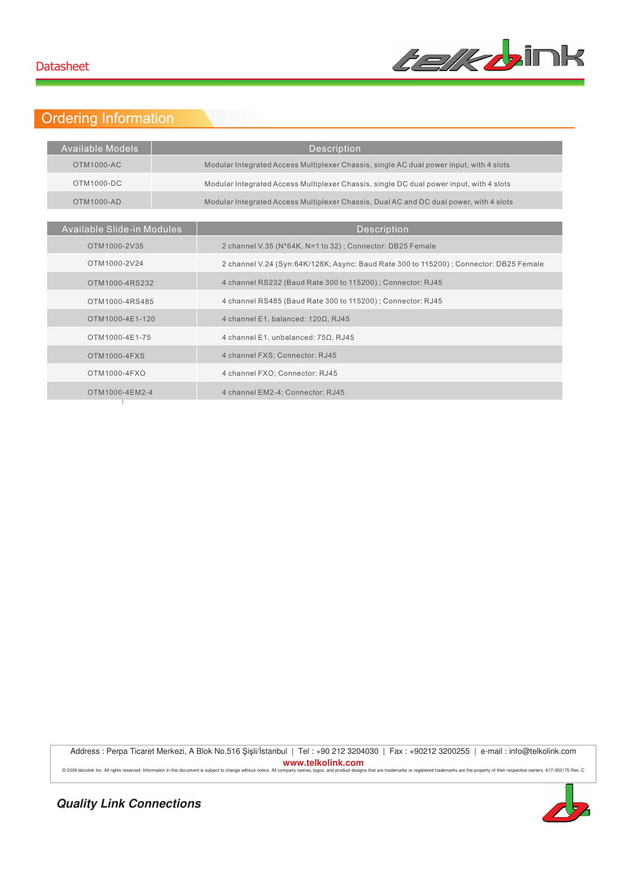## Ordering Information

| Available Models | Description |
|---|---|
| OTM1000-AC | Modular Integrated Access Multiplexer Chassis, single AC dual power input, with 4 slots |
| OTM1000-DC | Modular Integrated Access Multiplexer Chassis, single DC dual power input, with 4 slots |
| OTM1000-AD | Modular Integrated Access Multiplexer Chassis, Dual AC and DC dual power, with 4 slots |

| Available Slide-in Modules | Description |
|---|---|
| OTM1000-2V35 | 2 channel V.35 (N*64K, N=1 to 32) ; Connector: DB25 Female |
| OTM1000-2V24 | 2 channel V.24 (Syn:64K/128K; Async: Baud Rate 300 to 115200) ; Connector: DB25 Female |
| OTM1000-4RS232 | 4 channel RS232 (Baud Rate 300 to 115200) ; Connector: RJ45 |
| OTM1000-4RS485 | 4 channel RS485 (Baud Rate 300 to 115200) ; Connector: RJ45 |
| OTM1000-4E1-120 | 4 channel E1, balanced: 120Ω, RJ45 |
| OTM1000-4E1-75 | 4 channel E1, unbalanced: 75Ω, RJ45 |
| OTM1000-4FXS | 4 channel FXS; Connector: RJ45 |
| OTM1000-4FXO | 4 channel FXO; Connector: RJ45 |
| OTM1000-4EM2-4 | 4 channel EM2-4; Connector: RJ45 |

Address : Perpa Ticaret Merkezi, A Blok No.516 Şişli/İstanbul | Tel : +90 212 3204030 | Fax : +90212 3200255 | e-mail : info@telkolink.com

**www.telkolink.com**

© 2009 telcolink Inc. All rights reserved. Information in this document is subject to change without notice. All company names, logos, and product designs that are trademarks or registered trademarks are the property of their respective owners. 617-000175 Rev. C

***Quality Link Connections***